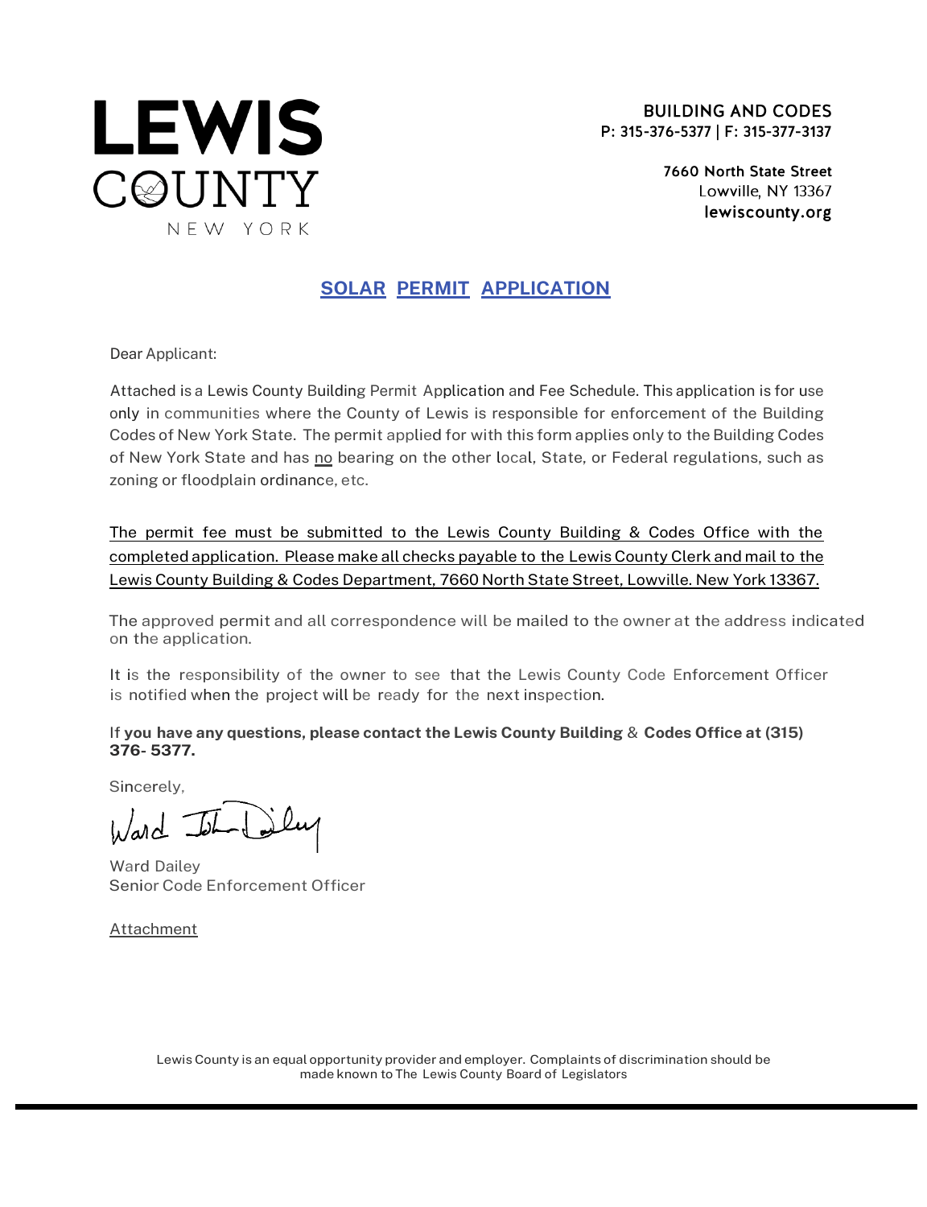# LEWIS COUNTY
NEW YORK

**BUILDING AND CODES**
**P: 315-376-5377 | F: 315-377-3137**

**7660 North State Street**
Lowville, NY 13367
**lewiscounty.org**

## SOLAR PERMIT APPLICATION

Dear Applicant:

Attached is a Lewis County Building Permit Application and Fee Schedule. This application is for use only in communities where the County of Lewis is responsible for enforcement of the Building Codes of New York State. The permit applied for with this form applies only to the Building Codes of New York State and has no bearing on the other local, State, or Federal regulations, such as zoning or floodplain ordinance, etc.

The permit fee must be submitted to the Lewis County Building & Codes Office with the completed application. Please make all checks payable to the Lewis County Clerk and mail to the Lewis County Building & Codes Department, 7660 North State Street, Lowville. New York 13367.

The approved permit and all correspondence will be mailed to the owner at the address indicated on the application.

It is the responsibility of the owner to see that the Lewis County Code Enforcement Officer is notified when the project will be ready for the next inspection.

If **you have any questions, please contact the Lewis County Building & Codes Office at (315) 376- 5377.**

Sincerely,

Ward Dailey
Senior Code Enforcement Officer

Attachment

Lewis County is an equal opportunity provider and employer. Complaints of discrimination should be made known to The Lewis County Board of Legislators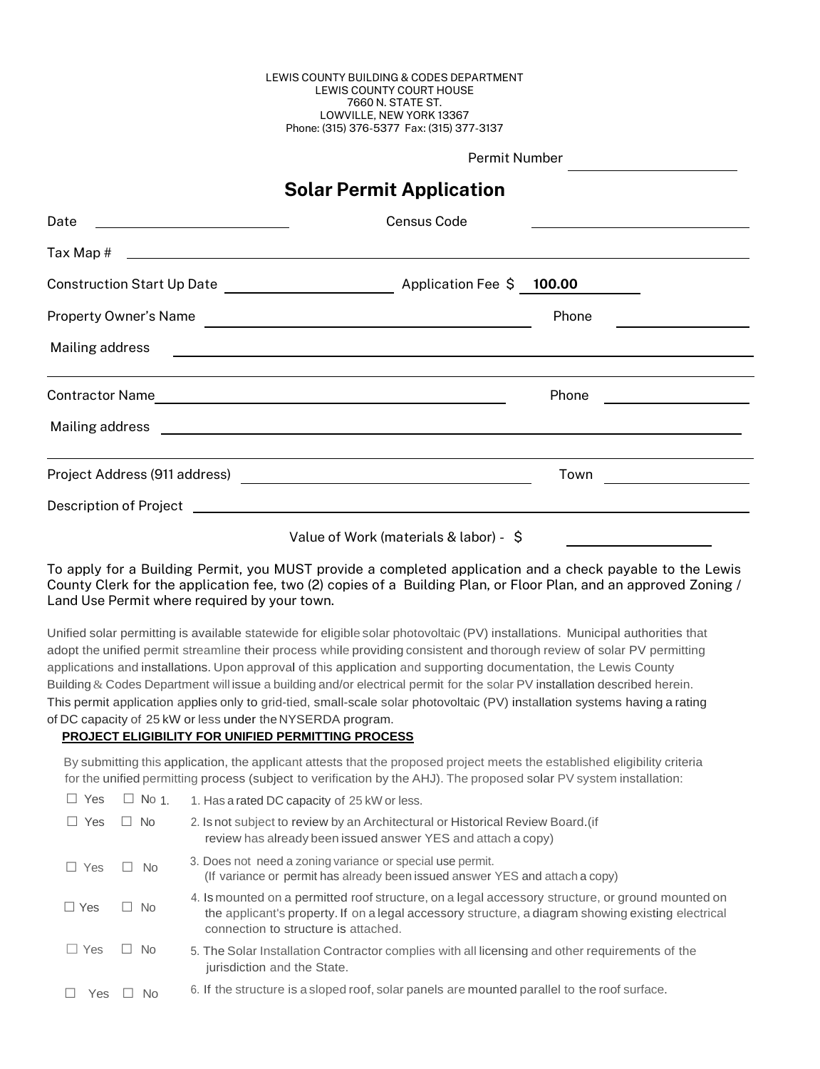LEWIS COUNTY BUILDING & CODES DEPARTMENT
LEWIS COUNTY COURT HOUSE
7660 N. STATE ST.
LOWVILLE, NEW YORK 13367
Phone: (315) 376-5377 Fax: (315) 377-3137

Permit Number ____________________

# Solar Permit Application

Date ____________________ Census Code ____________________

Tax Map # ________________________________________

Construction Start Up Date ____________________ Application Fee $ **100.00**

Property Owner's Name ________________________________ Phone ____________

Mailing address ________________________________________

________________________________________

Contractor Name ________________________________ Phone ____________

Mailing address ________________________________________

________________________________________

Project Address (911 address) ________________________________ Town ____________

Description of Project ________________________________________

Value of Work (materials & labor) - $ ____________

To apply for a Building Permit, you MUST provide a completed application and a check payable to the Lewis County Clerk for the application fee, two (2) copies of a Building Plan, or Floor Plan, and an approved Zoning / Land Use Permit where required by your town.

Unified solar permitting is available statewide for eligible solar photovoltaic (PV) installations. Municipal authorities that adopt the unified permit streamline their process while providing consistent and thorough review of solar PV permitting applications and installations. Upon approval of this application and supporting documentation, the Lewis County Building & Codes Department will issue a building and/or electrical permit for the solar PV installation described herein. This permit application applies only to grid-tied, small-scale solar photovoltaic (PV) installation systems having a rating of DC capacity of 25 kW or less under the NYSERDA program.

**PROJECT ELIGIBILITY FOR UNIFIED PERMITTING PROCESS**

By submitting this application, the applicant attests that the proposed project meets the established eligibility criteria for the unified permitting process (subject to verification by the AHJ). The proposed solar PV system installation:

☐ Yes ☐ No 1. Has a rated DC capacity of 25 kW or less.

☐ Yes ☐ No 2. Is not subject to review by an Architectural or Historical Review Board.(if review has already been issued answer YES and attach a copy)

☐ Yes ☐ No 3. Does not need a zoning variance or special use permit. (If variance or permit has already been issued answer YES and attach a copy)

☐ Yes ☐ No 4. Is mounted on a permitted roof structure, on a legal accessory structure, or ground mounted on the applicant's property. If on a legal accessory structure, a diagram showing existing electrical connection to structure is attached.

☐ Yes ☐ No 5. The Solar Installation Contractor complies with all licensing and other requirements of the jurisdiction and the State.

☐ Yes ☐ No 6. If the structure is a sloped roof, solar panels are mounted parallel to the roof surface.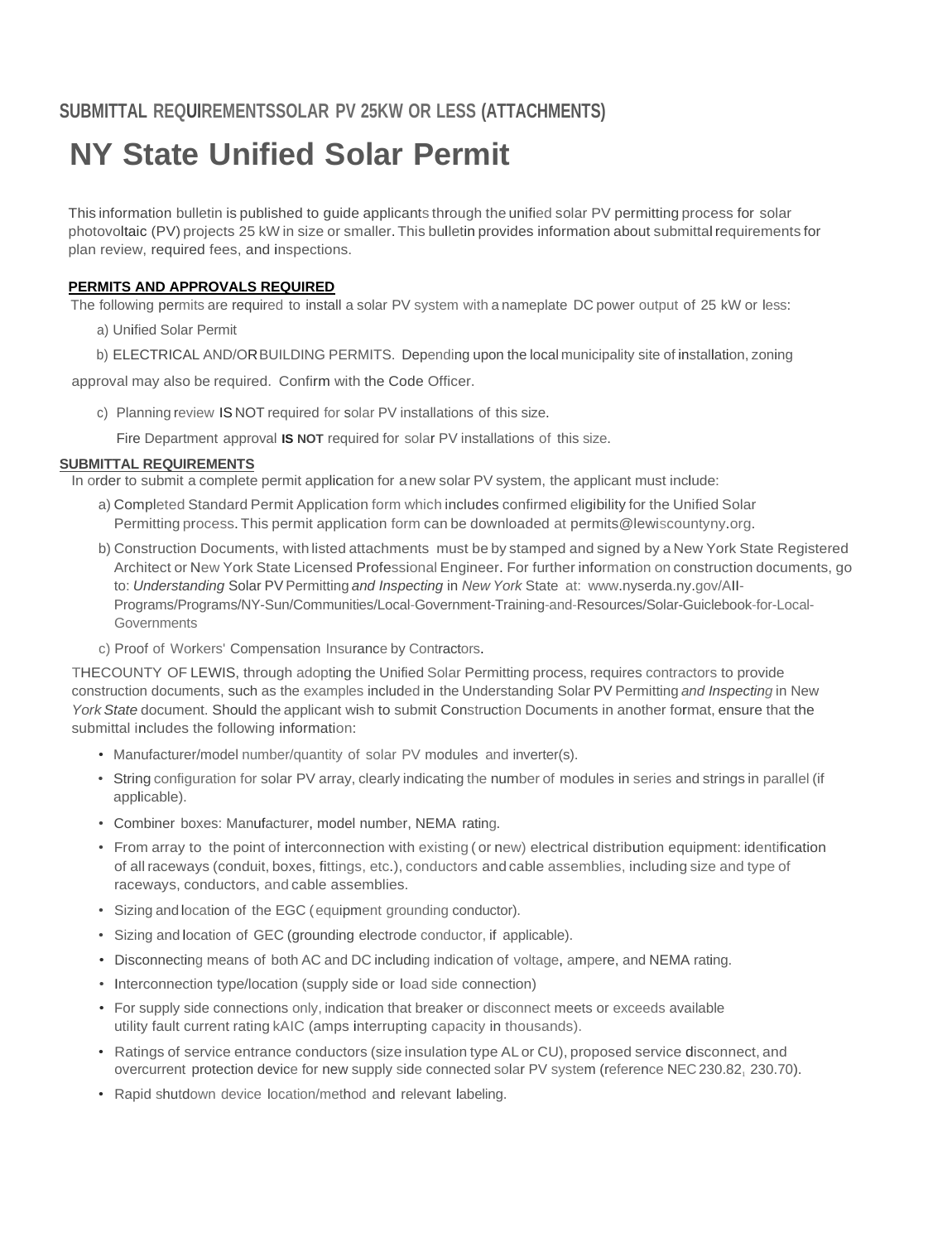## SUBMITTAL REQUIREMENTSSOLAR PV 25KW OR LESS (ATTACHMENTS)

# NY State Unified Solar Permit

This information bulletin is published to guide applicants through the unified solar PV permitting process for solar photovoltaic (PV) projects 25 kW in size or smaller. This bulletin provides information about submittal requirements for plan review, required fees, and inspections.

**PERMITS AND APPROVALS REQUIRED**

The following permits are required to install a solar PV system with a nameplate DC power output of 25 kW or less:

a) Unified Solar Permit

b) ELECTRICAL AND/OR BUILDING PERMITS. Depending upon the local municipality site of installation, zoning approval may also be required. Confirm with the Code Officer.

c) Planning review IS NOT required for solar PV installations of this size.

Fire Department approval **IS NOT** required for solar PV installations of this size.

**SUBMITTAL REQUIREMENTS**

In order to submit a complete permit application for a new solar PV system, the applicant must include:

a) Completed Standard Permit Application form which includes confirmed eligibility for the Unified Solar Permitting process. This permit application form can be downloaded at permits@lewiscountyny.org.

b) Construction Documents, with listed attachments must be by stamped and signed by a New York State Registered Architect or New York State Licensed Professional Engineer. For further information on construction documents, go to: *Understanding* Solar PV Permitting *and Inspecting* in *New York* State at: www.nyserda.ny.gov/All-Programs/Programs/NY-Sun/Communities/Local-Government-Training-and-Resources/Solar-Guiclebook-for-Local-Governments

c) Proof of Workers' Compensation Insurance by Contractors.

THECOUNTY OF LEWIS, through adopting the Unified Solar Permitting process, requires contractors to provide construction documents, such as the examples included in the Understanding Solar PV Permitting *and Inspecting* in New *York State* document. Should the applicant wish to submit Construction Documents in another format, ensure that the submittal includes the following information:

- Manufacturer/model number/quantity of solar PV modules and inverter(s).
- String configuration for solar PV array, clearly indicating the number of modules in series and strings in parallel (if applicable).
- Combiner boxes: Manufacturer, model number, NEMA rating.
- From array to the point of interconnection with existing ( or new) electrical distribution equipment: identification of all raceways (conduit, boxes, fittings, etc.), conductors and cable assemblies, including size and type of raceways, conductors, and cable assemblies.
- Sizing and location of the EGC (equipment grounding conductor).
- Sizing and location of GEC (grounding electrode conductor, if applicable).
- Disconnecting means of both AC and DC including indication of voltage, ampere, and NEMA rating.
- Interconnection type/location (supply side or load side connection)
- For supply side connections only, indication that breaker or disconnect meets or exceeds available utility fault current rating kAIC (amps interrupting capacity in thousands).
- Ratings of service entrance conductors (size insulation type AL or CU), proposed service disconnect, and overcurrent protection device for new supply side connected solar PV system (reference NEC 230.82, 230.70).
- Rapid shutdown device location/method and relevant labeling.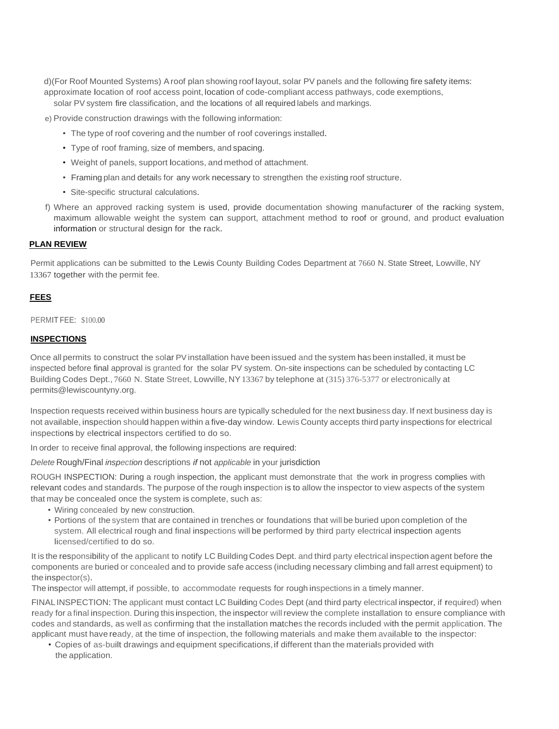d)(For Roof Mounted Systems) A roof plan showing roof layout, solar PV panels and the following fire safety items: approximate location of roof access point, location of code-compliant access pathways, code exemptions, solar PV system fire classification, and the locations of all required labels and markings.

e) Provide construction drawings with the following information:

- The type of roof covering and the number of roof coverings installed.
- Type of roof framing, size of members, and spacing.
- Weight of panels, support locations, and method of attachment.
- Framing plan and details for any work necessary to strengthen the existing roof structure.
- Site-specific structural calculations.

f) Where an approved racking system is used, provide documentation showing manufacturer of the racking system, maximum allowable weight the system can support, attachment method to roof or ground, and product evaluation information or structural design for the rack.

**PLAN REVIEW**

Permit applications can be submitted to the Lewis County Building Codes Department at 7660 N. State Street, Lowville, NY 13367 together with the permit fee.

**FEES**

PERMIT FEE: $100.00

**INSPECTIONS**

Once all permits to construct the solar PV installation have been issued and the system has been installed, it must be inspected before final approval is granted for the solar PV system. On-site inspections can be scheduled by contacting LC Building Codes Dept., 7660 N. State Street, Lowville, NY 13367 by telephone at (315) 376-5377 or electronically at permits@lewiscountyny.org.

Inspection requests received within business hours are typically scheduled for the next business day. If next business day is not available, inspection should happen within a five-day window. Lewis County accepts third party inspections for electrical inspections by electrical inspectors certified to do so.

In order to receive final approval, the following inspections are required:

*Delete* Rough/Final *inspection* descriptions *if* not *applicable* in your jurisdiction

ROUGH INSPECTION: During a rough inspection, the applicant must demonstrate that the work in progress complies with relevant codes and standards. The purpose of the rough inspection is to allow the inspector to view aspects of the system that may be concealed once the system is complete, such as:

- Wiring concealed by new construction.
- Portions of the system that are contained in trenches or foundations that will be buried upon completion of the system. All electrical rough and final inspections will be performed by third party electrical inspection agents licensed/certified to do so.

It is the responsibility of the applicant to notify LC Building Codes Dept. and third party electrical inspection agent before the components are buried or concealed and to provide safe access (including necessary climbing and fall arrest equipment) to the inspector(s).

The inspector will attempt, if possible, to accommodate requests for rough inspections in a timely manner.

FINAL INSPECTION: The applicant must contact LC Building Codes Dept (and third party electrical inspector, if required) when ready for a final inspection. During this inspection, the inspector will review the complete installation to ensure compliance with codes and standards, as well as confirming that the installation matches the records included with the permit application. The applicant must have ready, at the time of inspection, the following materials and make them available to the inspector:

- Copies of as-built drawings and equipment specifications, if different than the materials provided with the application.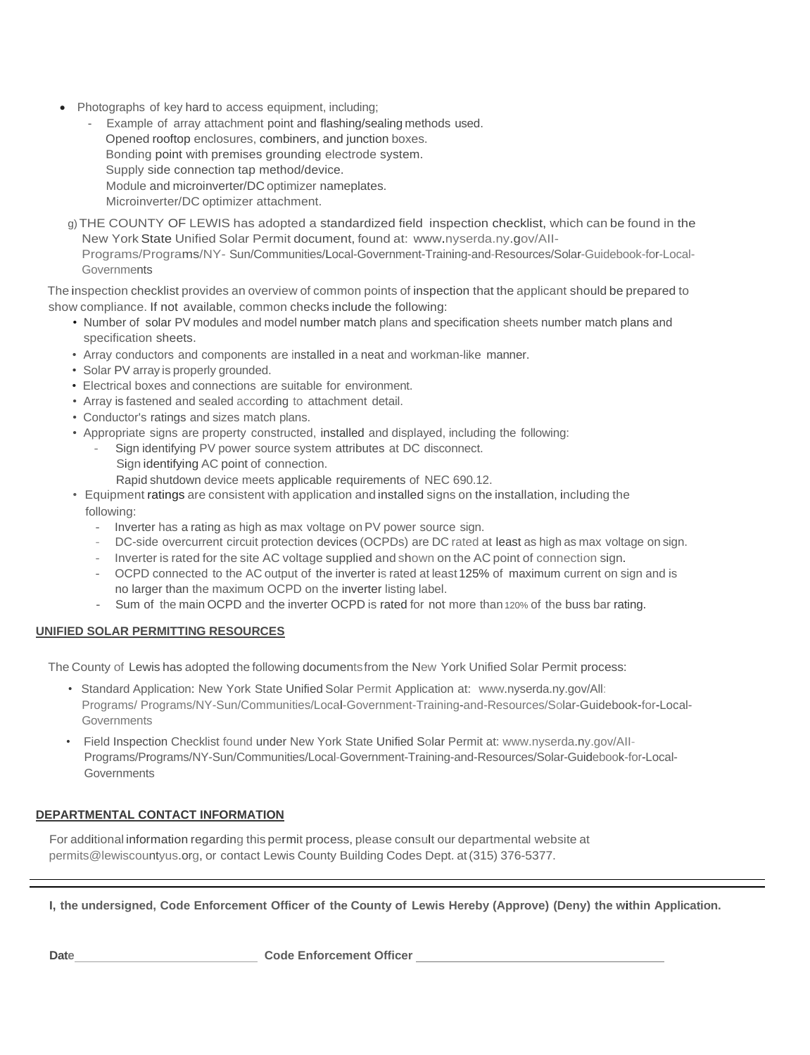- Photographs of key hard to access equipment, including;
  - Example of array attachment point and flashing/sealing methods used.
    Opened rooftop enclosures, combiners, and junction boxes.
    Bonding point with premises grounding electrode system.
    Supply side connection tap method/device.
    Module and microinverter/DC optimizer nameplates.
    Microinverter/DC optimizer attachment.

g) THE COUNTY OF LEWIS has adopted a standardized field inspection checklist, which can be found in the New York State Unified Solar Permit document, found at: www.nyserda.ny.gov/AII-Programs/Programs/NY- Sun/Communities/Local-Government-Training-and-Resources/Solar-Guidebook-for-Local-Governments

The inspection checklist provides an overview of common points of inspection that the applicant should be prepared to show compliance. If not available, common checks include the following:

- Number of solar PV modules and model number match plans and specification sheets number match plans and specification sheets.
- Array conductors and components are installed in a neat and workman-like manner.
- Solar PV array is properly grounded.
- Electrical boxes and connections are suitable for environment.
- Array is fastened and sealed according to attachment detail.
- Conductor's ratings and sizes match plans.
- Appropriate signs are property constructed, installed and displayed, including the following:
  - Sign identifying PV power source system attributes at DC disconnect.
    Sign identifying AC point of connection.
    Rapid shutdown device meets applicable requirements of NEC 690.12.
- Equipment ratings are consistent with application and installed signs on the installation, including the following:
  - Inverter has a rating as high as max voltage on PV power source sign.
  - DC-side overcurrent circuit protection devices (OCPDs) are DC rated at least as high as max voltage on sign.
  - Inverter is rated for the site AC voltage supplied and shown on the AC point of connection sign.
  - OCPD connected to the AC output of the inverter is rated at least 125% of maximum current on sign and is no larger than the maximum OCPD on the inverter listing label.
  - Sum of the main OCPD and the inverter OCPD is rated for not more than 120% of the buss bar rating.

**UNIFIED SOLAR PERMITTING RESOURCES**

The County of Lewis has adopted the following documents from the New York Unified Solar Permit process:

- Standard Application: New York State Unified Solar Permit Application at: www.nyserda.ny.gov/All: Programs/ Programs/NY-Sun/Communities/Local-Government-Training-and-Resources/Solar-Guidebook-for-Local-Governments
- Field Inspection Checklist found under New York State Unified Solar Permit at: www.nyserda.ny.gov/AII-Programs/Programs/NY-Sun/Communities/Local-Government-Training-and-Resources/Solar-Guidebook-for-Local-Governments

**DEPARTMENTAL CONTACT INFORMATION**

For additional information regarding this permit process, please consult our departmental website at permits@lewiscountyus.org, or contact Lewis County Building Codes Dept. at (315) 376-5377.

---

**I, the undersigned, Code Enforcement Officer of the County of Lewis Hereby (Approve) (Deny) the within Application.**

**Date**\_\_\_\_\_\_\_\_\_\_\_\_\_\_\_\_\_\_\_\_\_\_\_\_\_\_ **Code Enforcement Officer** \_\_\_\_\_\_\_\_\_\_\_\_\_\_\_\_\_\_\_\_\_\_\_\_\_\_\_\_\_\_\_\_\_\_\_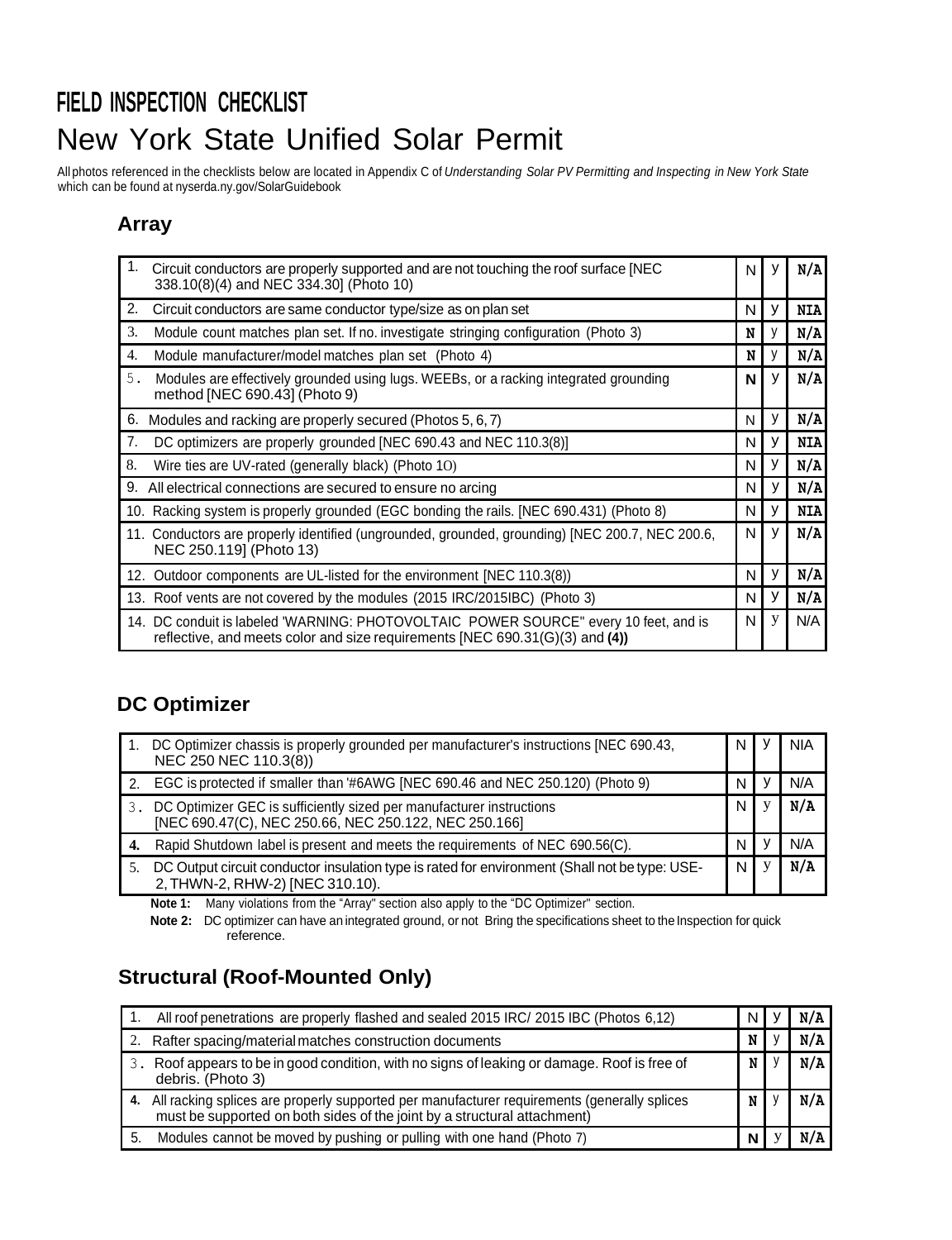# FIELD INSPECTION CHECKLIST

# New York State Unified Solar Permit

All photos referenced in the checklists below are located in Appendix C of *Understanding Solar PV Permitting and Inspecting in New York State* which can be found at nyserda.ny.gov/SolarGuidebook

## Array

| Item | N | Y | N/A |
|---|---|---|---|
| 1. Circuit conductors are properly supported and are not touching the roof surface [NEC 338.10(8)(4) and NEC 334.30] (Photo 10) | N | y | N/A |
| 2. Circuit conductors are same conductor type/size as on plan set | N | y | NIA |
| 3. Module count matches plan set. If no. investigate stringing configuration (Photo 3) | N | y | N/A |
| 4. Module manufacturer/model matches plan set (Photo 4) | N | y | N/A |
| 5. Modules are effectively grounded using lugs. WEEBs, or a racking integrated grounding method [NEC 690.43] (Photo 9) | N | y | N/A |
| 6. Modules and racking are properly secured (Photos 5, 6, 7) | N | y | N/A |
| 7. DC optimizers are properly grounded [NEC 690.43 and NEC 110.3(8)] | N | y | NIA |
| 8. Wire ties are UV-rated (generally black) (Photo 1O) | N | y | N/A |
| 9. All electrical connections are secured to ensure no arcing | N | y | N/A |
| 10. Racking system is properly grounded (EGC bonding the rails. [NEC 690.431) (Photo 8) | N | y | NIA |
| 11. Conductors are properly identified (ungrounded, grounded, grounding) [NEC 200.7, NEC 200.6, NEC 250.119] (Photo 13) | N | y | N/A |
| 12. Outdoor components are UL-listed for the environment [NEC 110.3(8)) | N | y | N/A |
| 13. Roof vents are not covered by the modules (2015 IRC/2015IBC) (Photo 3) | N | y | N/A |
| 14. DC conduit is labeled 'WARNING: PHOTOVOLTAIC POWER SOURCE" every 10 feet, and is reflective, and meets color and size requirements [NEC 690.31(G)(3) and **(4))** | N | y | N/A |

## DC Optimizer

| Item | N | Y | N/A |
|---|---|---|---|
| 1. DC Optimizer chassis is properly grounded per manufacturer's instructions [NEC 690.43, NEC 250 NEC 110.3(8)) | N | y | NIA |
| 2. EGC is protected if smaller than '#6AWG [NEC 690.46 and NEC 250.120) (Photo 9) | N | y | N/A |
| 3. DC Optimizer GEC is sufficiently sized per manufacturer instructions [NEC 690.47(C), NEC 250.66, NEC 250.122, NEC 250.166] | N | y | N/A |
| **4.** Rapid Shutdown label is present and meets the requirements of NEC 690.56(C). | N | y | N/A |
| 5. DC Output circuit conductor insulation type is rated for environment (Shall not be type: USE-2, THWN-2, RHW-2) [NEC 310.10). | N | y | N/A |

**Note 1:** Many violations from the "Array" section also apply to the "DC Optimizer" section.

**Note 2:** DC optimizer can have an integrated ground, or not Bring the specifications sheet to the Inspection for quick reference.

## Structural (Roof-Mounted Only)

| Item | N | Y | N/A |
|---|---|---|---|
| 1. All roof penetrations are properly flashed and sealed 2015 IRC/ 2015 IBC (Photos 6,12) | N | y | N/A |
| 2. Rafter spacing/material matches construction documents | N | y | N/A |
| 3. Roof appears to be in good condition, with no signs of leaking or damage. Roof is free of debris. (Photo 3) | N | y | N/A |
| **4.** All racking splices are properly supported per manufacturer requirements (generally splices must be supported on both sides of the joint by a structural attachment) | N | y | N/A |
| 5. Modules cannot be moved by pushing or pulling with one hand (Photo 7) | N | y | N/A |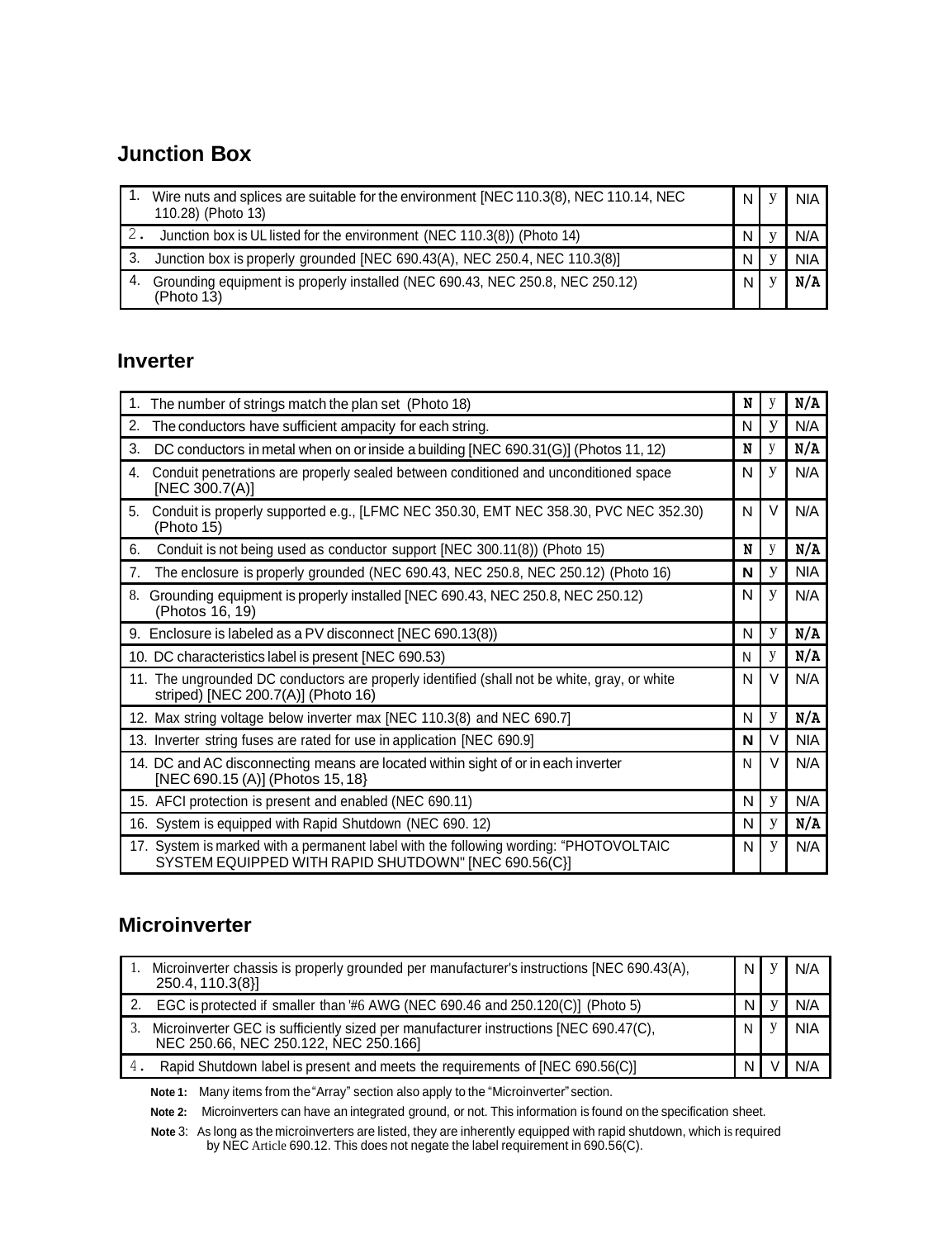## Junction Box

| | N | Y | N/A |
|---|---|---|---|
| 1. Wire nuts and splices are suitable for the environment [NEC 110.3(8), NEC 110.14, NEC 110.28) (Photo 13) | N | y | NIA |
| 2. Junction box is UL listed for the environment (NEC 110.3(8)) (Photo 14) | N | y | N/A |
| 3. Junction box is properly grounded [NEC 690.43(A), NEC 250.4, NEC 110.3(8)] | N | y | NIA |
| 4. Grounding equipment is properly installed (NEC 690.43, NEC 250.8, NEC 250.12) (Photo 13) | N | y | N/A |

## Inverter

| | N | Y | N/A |
|---|---|---|---|
| 1. The number of strings match the plan set (Photo 18) | N | y | N/A |
| 2. The conductors have sufficient ampacity for each string. | N | y | N/A |
| 3. DC conductors in metal when on or inside a building [NEC 690.31(G)] (Photos 11, 12) | N | y | N/A |
| 4. Conduit penetrations are properly sealed between conditioned and unconditioned space [NEC 300.7(A)] | N | y | N/A |
| 5. Conduit is properly supported e.g., [LFMC NEC 350.30, EMT NEC 358.30, PVC NEC 352.30) (Photo 15) | N | V | N/A |
| 6. Conduit is not being used as conductor support [NEC 300.11(8)) (Photo 15) | N | y | N/A |
| 7. The enclosure is properly grounded (NEC 690.43, NEC 250.8, NEC 250.12) (Photo 16) | N | y | NIA |
| 8. Grounding equipment is properly installed [NEC 690.43, NEC 250.8, NEC 250.12) (Photos 16, 19) | N | y | N/A |
| 9. Enclosure is labeled as a PV disconnect [NEC 690.13(8)) | N | y | N/A |
| 10. DC characteristics label is present [NEC 690.53) | N | y | N/A |
| 11. The ungrounded DC conductors are properly identified (shall not be white, gray, or white striped) [NEC 200.7(A)] (Photo 16) | N | V | N/A |
| 12. Max string voltage below inverter max [NEC 110.3(8) and NEC 690.7] | N | y | N/A |
| 13. Inverter string fuses are rated for use in application [NEC 690.9] | N | V | NIA |
| 14. DC and AC disconnecting means are located within sight of or in each inverter [NEC 690.15 (A)] (Photos 15, 18} | N | V | N/A |
| 15. AFCI protection is present and enabled (NEC 690.11) | N | y | N/A |
| 16. System is equipped with Rapid Shutdown (NEC 690. 12) | N | y | N/A |
| 17. System is marked with a permanent label with the following wording: "PHOTOVOLTAIC SYSTEM EQUIPPED WITH RAPID SHUTDOWN" [NEC 690.56(C}] | N | y | N/A |

## Microinverter

| | N | Y | N/A |
|---|---|---|---|
| 1. Microinverter chassis is properly grounded per manufacturer's instructions [NEC 690.43(A), 250.4, 110.3(8}] | N | y | N/A |
| 2. EGC is protected if smaller than '#6 AWG (NEC 690.46 and 250.120(C)] (Photo 5) | N | y | N/A |
| 3. Microinverter GEC is sufficiently sized per manufacturer instructions [NEC 690.47(C), NEC 250.66, NEC 250.122, NEC 250.166] | N | y | NIA |
| 4. Rapid Shutdown label is present and meets the requirements of [NEC 690.56(C)] | N | V | N/A |

**Note 1:** Many items from the "Array" section also apply to the "Microinverter" section.

**Note 2:** Microinverters can have an integrated ground, or not. This information is found on the specification sheet.

**Note 3:** As long as the microinverters are listed, they are inherently equipped with rapid shutdown, which is required by NEC Article 690.12. This does not negate the label requirement in 690.56(C).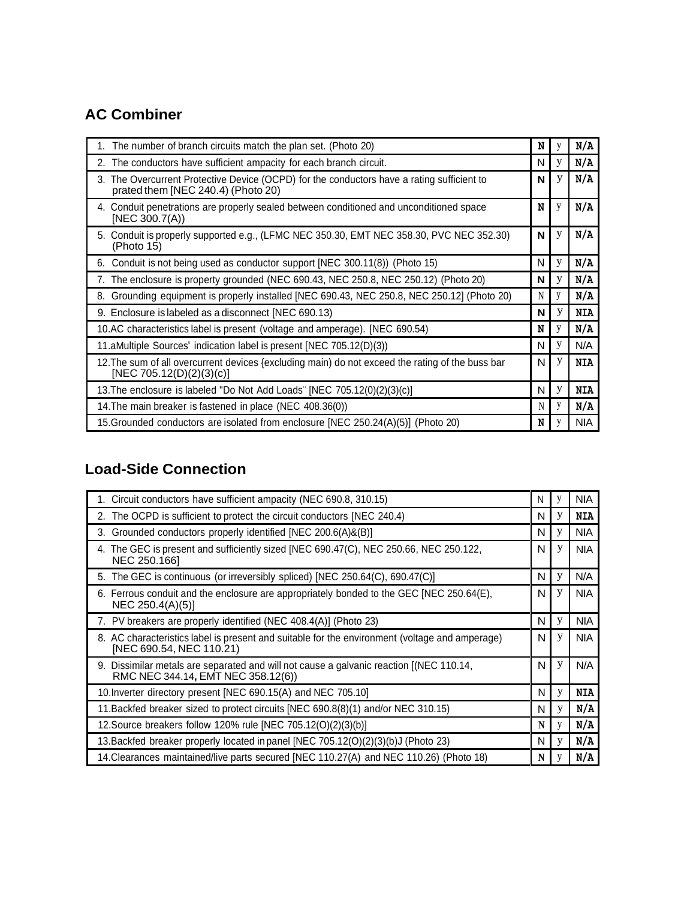## AC Combiner

| | | | |
|---|---|---|---|
| 1. The number of branch circuits match the plan set. (Photo 20) | N | y | N/A |
| 2. The conductors have sufficient ampacity for each branch circuit. | N | y | N/A |
| 3. The Overcurrent Protective Device (OCPD) for the conductors have a rating sufficient to prated them [NEC 240.4) (Photo 20) | N | y | N/A |
| 4. Conduit penetrations are properly sealed between conditioned and unconditioned space [NEC 300.7(A)) | N | y | N/A |
| 5. Conduit is properly supported e.g., (LFMC NEC 350.30, EMT NEC 358.30, PVC NEC 352.30) (Photo 15) | N | y | N/A |
| 6. Conduit is not being used as conductor support [NEC 300.11(8)) (Photo 15) | N | y | N/A |
| 7. The enclosure is property grounded (NEC 690.43, NEC 250.8, NEC 250.12) (Photo 20) | N | y | N/A |
| 8. Grounding equipment is properly installed [NEC 690.43, NEC 250.8, NEC 250.12] (Photo 20) | N | y | N/A |
| 9. Enclosure is labeled as a disconnect [NEC 690.13) | N | y | NIA |
| 10.AC characteristics label is present (voltage and amperage). [NEC 690.54) | N | y | N/A |
| 11.aMultiple Sources' indication label is present [NEC 705.12(D)(3)) | N | y | N/A |
| 12.The sum of all overcurrent devices {excluding main) do not exceed the rating of the buss bar [NEC 705.12(D)(2)(3)(c)] | N | y | NIA |
| 13.The enclosure is labeled "Do Not Add Loads" [NEC 705.12(0)(2)(3)(c)] | N | y | NIA |
| 14.The main breaker is fastened in place (NEC 408.36(0)) | N | y | N/A |
| 15.Grounded conductors are isolated from enclosure [NEC 250.24(A)(5)] (Photo 20) | N | y | NIA |

## Load-Side Connection

| | | | |
|---|---|---|---|
| 1. Circuit conductors have sufficient ampacity (NEC 690.8, 310.15) | N | y | NIA |
| 2. The OCPD is sufficient to protect the circuit conductors [NEC 240.4) | N | y | NIA |
| 3. Grounded conductors properly identified [NEC 200.6(A)&(B)] | N | y | NIA |
| 4. The GEC is present and sufficiently sized [NEC 690.47(C), NEC 250.66, NEC 250.122, NEC 250.166] | N | y | NIA |
| 5. The GEC is continuous (or irreversibly spliced) [NEC 250.64(C), 690.47(C)] | N | y | N/A |
| 6. Ferrous conduit and the enclosure are appropriately bonded to the GEC [NEC 250.64(E), NEC 250.4(A)(5)] | N | y | NIA |
| 7. PV breakers are properly identified (NEC 408.4(A)] (Photo 23) | N | y | NIA |
| 8. AC characteristics label is present and suitable for the environment (voltage and amperage) [NEC 690.54, NEC 110.21) | N | y | NIA |
| 9. Dissimilar metals are separated and will not cause a galvanic reaction [(NEC 110.14, RMC NEC 344.14, EMT NEC 358.12(6)) | N | y | N/A |
| 10.Inverter directory present [NEC 690.15(A) and NEC 705.10] | N | y | NIA |
| 11.Backfed breaker sized to protect circuits [NEC 690.8(8)(1) and/or NEC 310.15) | N | y | N/A |
| 12.Source breakers follow 120% rule [NEC 705.12(O)(2)(3)(b)] | N | y | N/A |
| 13.Backfed breaker properly located in panel [NEC 705.12(O)(2)(3)(b)J (Photo 23) | N | y | N/A |
| 14.Clearances maintained/live parts secured [NEC 110.27(A) and NEC 110.26) (Photo 18) | N | y | N/A |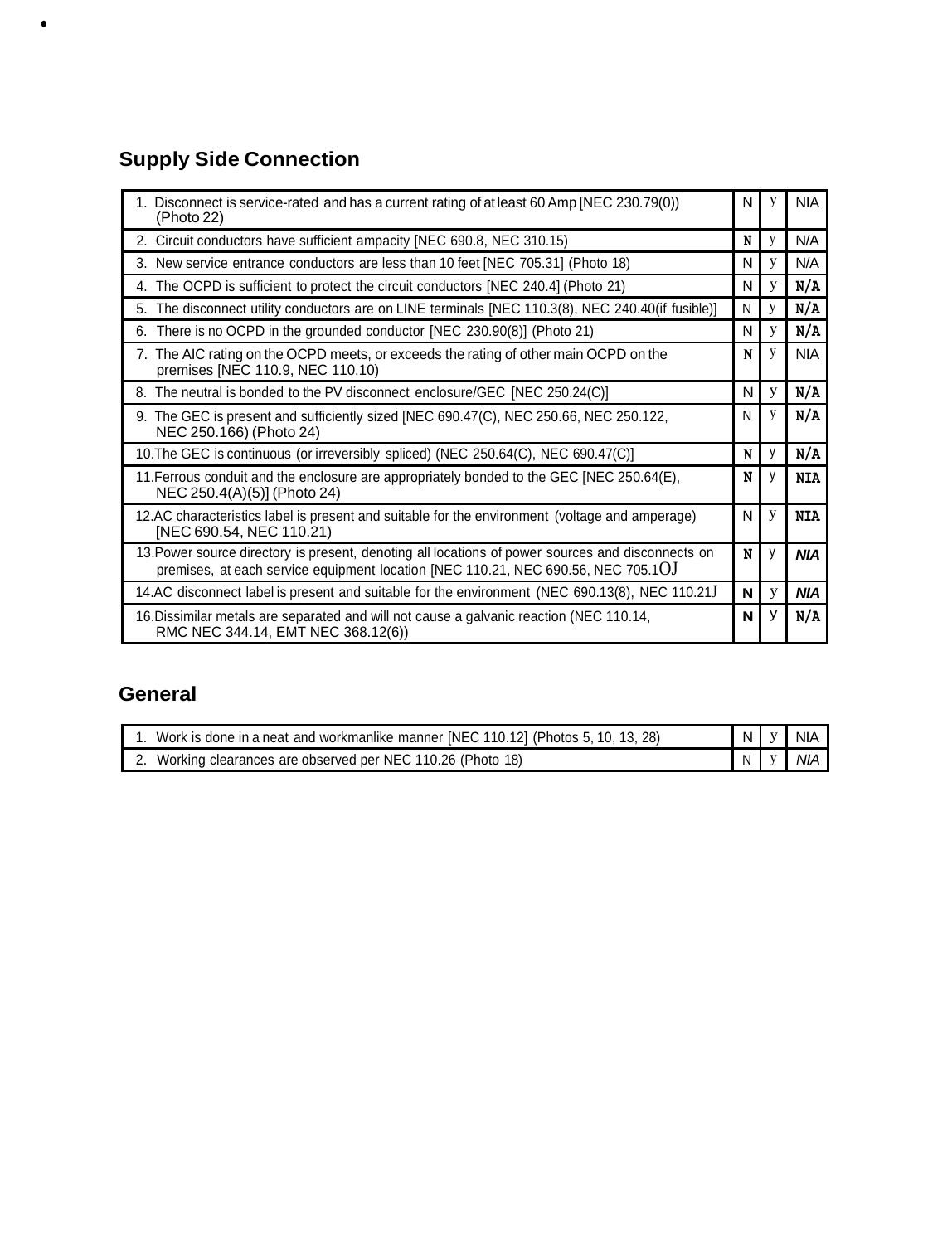## Supply Side Connection

| | | | |
|---|---|---|---|
| 1. Disconnect is service-rated and has a current rating of at least 60 Amp [NEC 230.79(0)) (Photo 22) | N | y | NIA |
| 2. Circuit conductors have sufficient ampacity [NEC 690.8, NEC 310.15) | N | y | N/A |
| 3. New service entrance conductors are less than 10 feet [NEC 705.31] (Photo 18) | N | y | N/A |
| 4. The OCPD is sufficient to protect the circuit conductors [NEC 240.4] (Photo 21) | N | y | N/A |
| 5. The disconnect utility conductors are on LINE terminals [NEC 110.3(8), NEC 240.40(if fusible)] | N | y | N/A |
| 6. There is no OCPD in the grounded conductor [NEC 230.90(8)] (Photo 21) | N | y | N/A |
| 7. The AIC rating on the OCPD meets, or exceeds the rating of other main OCPD on the premises [NEC 110.9, NEC 110.10) | N | y | NIA |
| 8. The neutral is bonded to the PV disconnect enclosure/GEC [NEC 250.24(C)] | N | y | N/A |
| 9. The GEC is present and sufficiently sized [NEC 690.47(C), NEC 250.66, NEC 250.122, NEC 250.166) (Photo 24) | N | y | N/A |
| 10.The GEC is continuous (or irreversibly spliced) (NEC 250.64(C), NEC 690.47(C)] | N | y | N/A |
| 11.Ferrous conduit and the enclosure are appropriately bonded to the GEC [NEC 250.64(E), NEC 250.4(A)(5)] (Photo 24) | N | y | NIA |
| 12.AC characteristics label is present and suitable for the environment (voltage and amperage) [NEC 690.54, NEC 110.21) | N | y | NIA |
| 13.Power source directory is present, denoting all locations of power sources and disconnects on premises, at each service equipment location [NEC 110.21, NEC 690.56, NEC 705.1OJ | N | y | NIA |
| 14.AC disconnect label is present and suitable for the environment (NEC 690.13(8), NEC 110.21J | N | y | NIA |
| 16.Dissimilar metals are separated and will not cause a galvanic reaction (NEC 110.14, RMC NEC 344.14, EMT NEC 368.12(6)) | N | y | N/A |

## General

| | | | |
|---|---|---|---|
| 1. Work is done in a neat and workmanlike manner [NEC 110.12] (Photos 5, 10, 13, 28) | N | y | NIA |
| 2. Working clearances are observed per NEC 110.26 (Photo 18) | N | y | NIA |